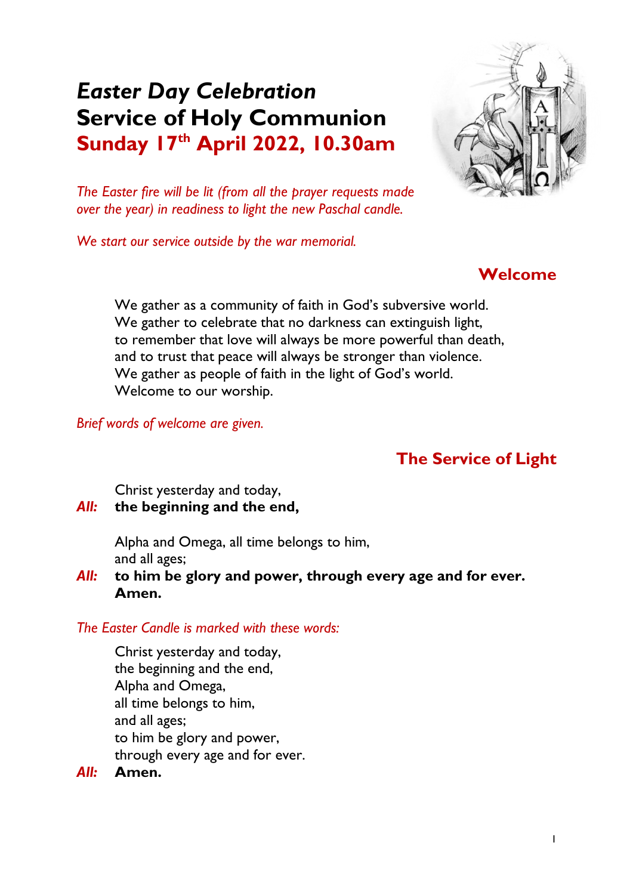# *Easter Day Celebration*
# Service of Holy Communion
## Sunday 17th April 2022, 10.30am

*The Easter fire will be lit (from all the prayer requests made over the year) in readiness to light the new Paschal candle.*

*We start our service outside by the war memorial.*

## Welcome

We gather as a community of faith in God's subversive world.
We gather to celebrate that no darkness can extinguish light,
to remember that love will always be more powerful than death,
and to trust that peace will always be stronger than violence.
We gather as people of faith in the light of God's world.
Welcome to our worship.

*Brief words of welcome are given.*

## The Service of Light

Christ yesterday and today,
***All:*** **the beginning and the end,**

Alpha and Omega, all time belongs to him,
and all ages;
***All:*** **to him be glory and power, through every age and for ever. Amen.**

*The Easter Candle is marked with these words:*

Christ yesterday and today,
the beginning and the end,
Alpha and Omega,
all time belongs to him,
and all ages;
to him be glory and power,
through every age and for ever.
***All:*** **Amen.**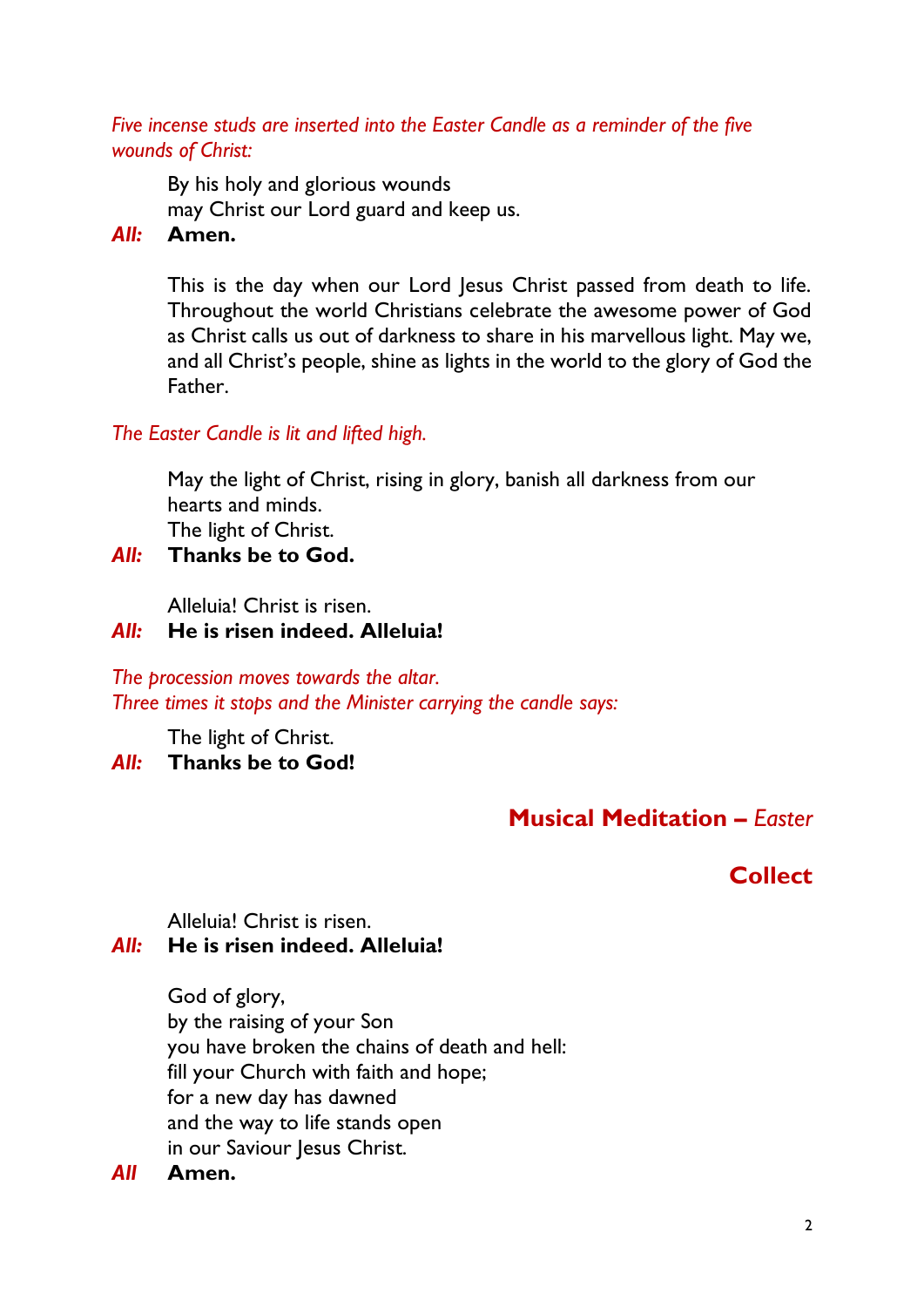*Five incense studs are inserted into the Easter Candle as a reminder of the five wounds of Christ:*

By his holy and glorious wounds
may Christ our Lord guard and keep us.

***All:*** **Amen.**

This is the day when our Lord Jesus Christ passed from death to life. Throughout the world Christians celebrate the awesome power of God as Christ calls us out of darkness to share in his marvellous light. May we, and all Christ's people, shine as lights in the world to the glory of God the Father.

*The Easter Candle is lit and lifted high.*

May the light of Christ, rising in glory, banish all darkness from our hearts and minds.
The light of Christ.

***All:*** **Thanks be to God.**

Alleluia! Christ is risen.

***All:*** **He is risen indeed. Alleluia!**

*The procession moves towards the altar.*
*Three times it stops and the Minister carrying the candle says:*

The light of Christ.

***All:*** **Thanks be to God!**

## Musical Meditation – *Easter*

## Collect

Alleluia! Christ is risen.

***All:*** **He is risen indeed. Alleluia!**

God of glory,
by the raising of your Son
you have broken the chains of death and hell:
fill your Church with faith and hope;
for a new day has dawned
and the way to life stands open
in our Saviour Jesus Christ.

***All*** **Amen.**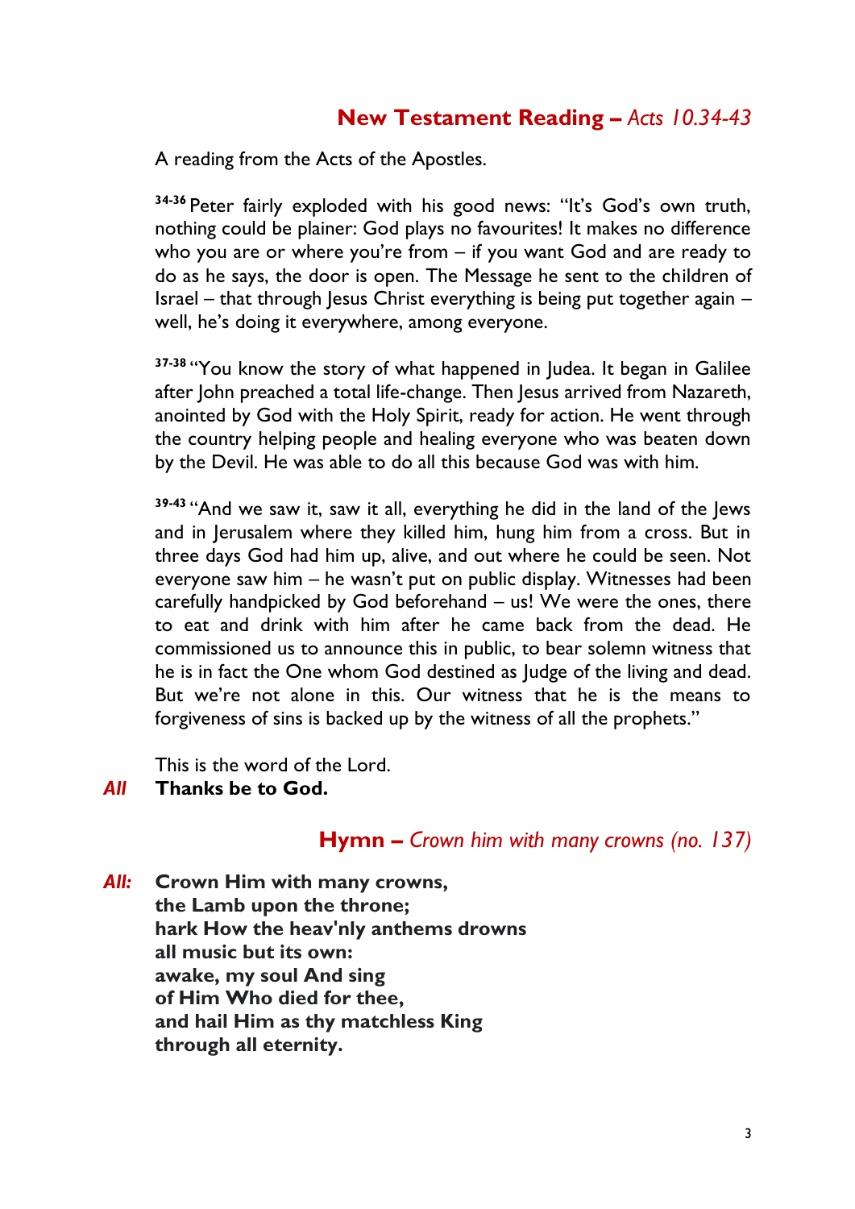## **New Testament Reading –** *Acts 10.34-43*

A reading from the Acts of the Apostles.

34-36 Peter fairly exploded with his good news: "It's God's own truth, nothing could be plainer: God plays no favourites! It makes no difference who you are or where you're from – if you want God and are ready to do as he says, the door is open. The Message he sent to the children of Israel – that through Jesus Christ everything is being put together again – well, he's doing it everywhere, among everyone.

37-38 "You know the story of what happened in Judea. It began in Galilee after John preached a total life-change. Then Jesus arrived from Nazareth, anointed by God with the Holy Spirit, ready for action. He went through the country helping people and healing everyone who was beaten down by the Devil. He was able to do all this because God was with him.

39-43 "And we saw it, saw it all, everything he did in the land of the Jews and in Jerusalem where they killed him, hung him from a cross. But in three days God had him up, alive, and out where he could be seen. Not everyone saw him – he wasn't put on public display. Witnesses had been carefully handpicked by God beforehand – us! We were the ones, there to eat and drink with him after he came back from the dead. He commissioned us to announce this in public, to bear solemn witness that he is in fact the One whom God destined as Judge of the living and dead. But we're not alone in this. Our witness that he is the means to forgiveness of sins is backed up by the witness of all the prophets."

This is the word of the Lord.

*All* **Thanks be to God.**

## **Hymn –** *Crown him with many crowns (no. 137)*

*All:* **Crown Him with many crowns,**
**the Lamb upon the throne;**
**hark How the heav'nly anthems drowns**
**all music but its own:**
**awake, my soul And sing**
**of Him Who died for thee,**
**and hail Him as thy matchless King**
**through all eternity.**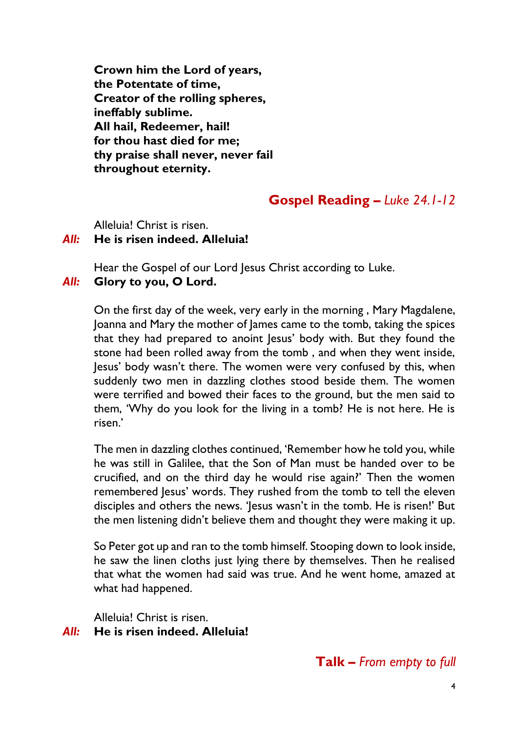**Crown him the Lord of years,**  
**the Potentate of time,**  
**Creator of the rolling spheres,**  
**ineffably sublime.**  
**All hail, Redeemer, hail!**  
**for thou hast died for me;**  
**thy praise shall never, never fail**  
**throughout eternity.**

## **Gospel Reading –** *Luke 24.1-12*

Alleluia! Christ is risen.  
***All:*** **He is risen indeed. Alleluia!**

Hear the Gospel of our Lord Jesus Christ according to Luke.  
***All:*** **Glory to you, O Lord.**

On the first day of the week, very early in the morning , Mary Magdalene, Joanna and Mary the mother of James came to the tomb, taking the spices that they had prepared to anoint Jesus' body with. But they found the stone had been rolled away from the tomb , and when they went inside, Jesus' body wasn't there. The women were very confused by this, when suddenly two men in dazzling clothes stood beside them. The women were terrified and bowed their faces to the ground, but the men said to them, 'Why do you look for the living in a tomb? He is not here. He is risen.'

The men in dazzling clothes continued, 'Remember how he told you, while he was still in Galilee, that the Son of Man must be handed over to be crucified, and on the third day he would rise again?' Then the women remembered Jesus' words. They rushed from the tomb to tell the eleven disciples and others the news. 'Jesus wasn't in the tomb. He is risen!' But the men listening didn't believe them and thought they were making it up.

So Peter got up and ran to the tomb himself. Stooping down to look inside, he saw the linen cloths just lying there by themselves. Then he realised that what the women had said was true. And he went home, amazed at what had happened.

Alleluia! Christ is risen.  
***All:*** **He is risen indeed. Alleluia!**

## **Talk –** *From empty to full*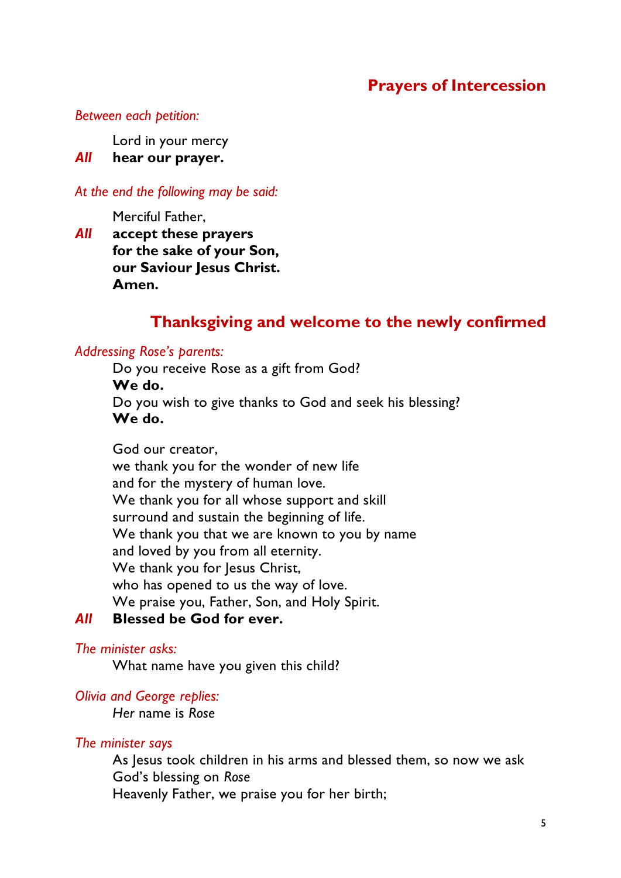## Prayers of Intercession

*Between each petition:*

Lord in your mercy
***All*** **hear our prayer.**

*At the end the following may be said:*

Merciful Father,
***All*** **accept these prayers**
**for the sake of your Son,**
**our Saviour Jesus Christ.**
**Amen.**

## Thanksgiving and welcome to the newly confirmed

*Addressing Rose's parents:*

Do you receive Rose as a gift from God?
**We do.**
Do you wish to give thanks to God and seek his blessing?
**We do.**

God our creator,
we thank you for the wonder of new life
and for the mystery of human love.
We thank you for all whose support and skill
surround and sustain the beginning of life.
We thank you that we are known to you by name
and loved by you from all eternity.
We thank you for Jesus Christ,
who has opened to us the way of love.
We praise you, Father, Son, and Holy Spirit.
***All*** **Blessed be God for ever.**

*The minister asks:*

What name have you given this child?

*Olivia and George replies:*

*Her* name is *Rose*

*The minister says*

As Jesus took children in his arms and blessed them, so now we ask God's blessing on *Rose*
Heavenly Father, we praise you for her birth;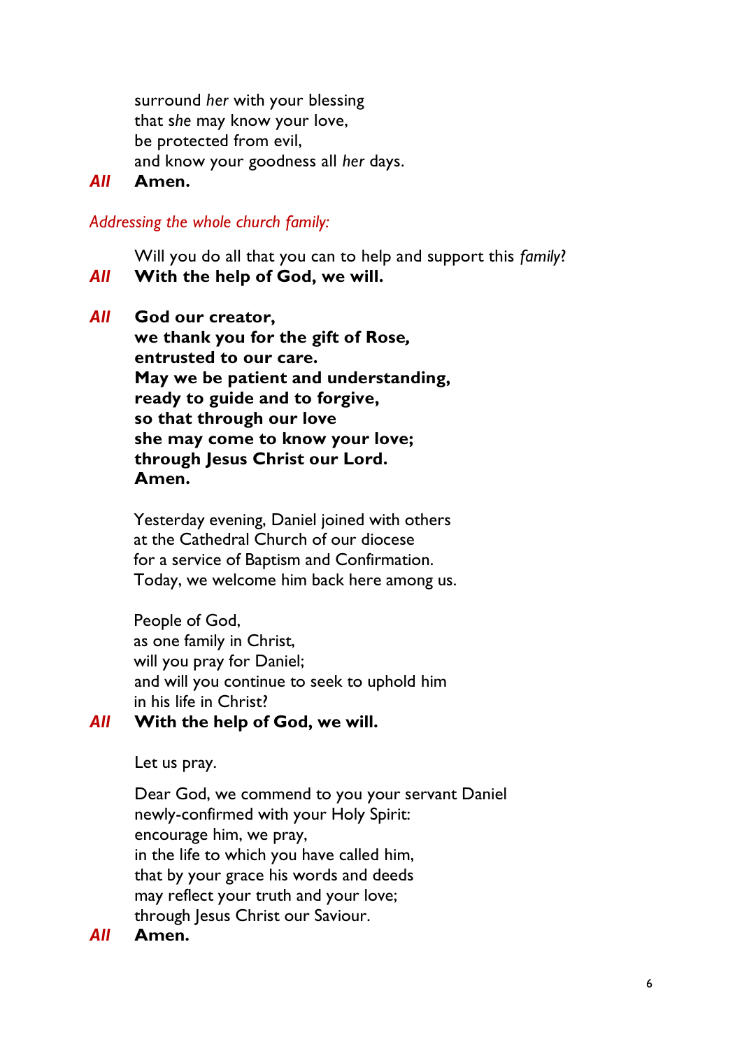surround *her* with your blessing  
that *she* may know your love,  
be protected from evil,  
and know your goodness all *her* days.

*All* **Amen.**

*Addressing the whole church family:*

Will you do all that you can to help and support this *family*?

*All* **With the help of God, we will.**

*All* **God our creator,**  
**we thank you for the gift of Rose,**  
**entrusted to our care.**  
**May we be patient and understanding,**  
**ready to guide and to forgive,**  
**so that through our love**  
**she may come to know your love;**  
**through Jesus Christ our Lord.**  
**Amen.**

Yesterday evening, Daniel joined with others  
at the Cathedral Church of our diocese  
for a service of Baptism and Confirmation.  
Today, we welcome him back here among us.

People of God,  
as one family in Christ,  
will you pray for Daniel;  
and will you continue to seek to uphold him  
in his life in Christ?

*All* **With the help of God, we will.**

Let us pray.

Dear God, we commend to you your servant Daniel  
newly-confirmed with your Holy Spirit:  
encourage him, we pray,  
in the life to which you have called him,  
that by your grace his words and deeds  
may reflect your truth and your love;  
through Jesus Christ our Saviour.

*All* **Amen.**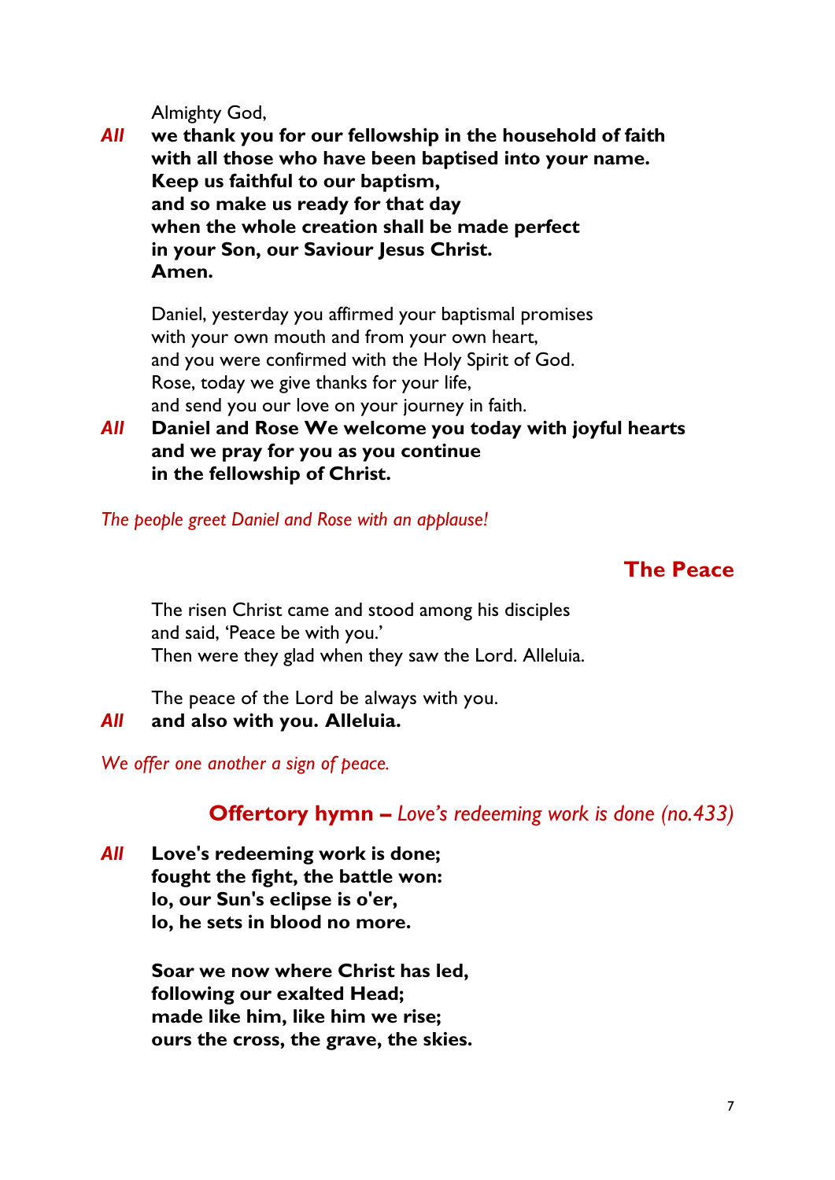Almighty God,

*All* **we thank you for our fellowship in the household of faith with all those who have been baptised into your name. Keep us faithful to our baptism, and so make us ready for that day when the whole creation shall be made perfect in your Son, our Saviour Jesus Christ. Amen.**

Daniel, yesterday you affirmed your baptismal promises
with your own mouth and from your own heart,
and you were confirmed with the Holy Spirit of God.
Rose, today we give thanks for your life,
and send you our love on your journey in faith.

*All* **Daniel and Rose We welcome you today with joyful hearts and we pray for you as you continue in the fellowship of Christ.**

*The people greet Daniel and Rose with an applause!*

## The Peace

The risen Christ came and stood among his disciples
and said, 'Peace be with you.'
Then were they glad when they saw the Lord. Alleluia.

The peace of the Lord be always with you.

*All* **and also with you. Alleluia.**

*We offer one another a sign of peace.*

## Offertory hymn – *Love's redeeming work is done (no.433)*

*All* **Love's redeeming work is done;**
**fought the fight, the battle won:**
**lo, our Sun's eclipse is o'er,**
**lo, he sets in blood no more.**

**Soar we now where Christ has led,**
**following our exalted Head;**
**made like him, like him we rise;**
**ours the cross, the grave, the skies.**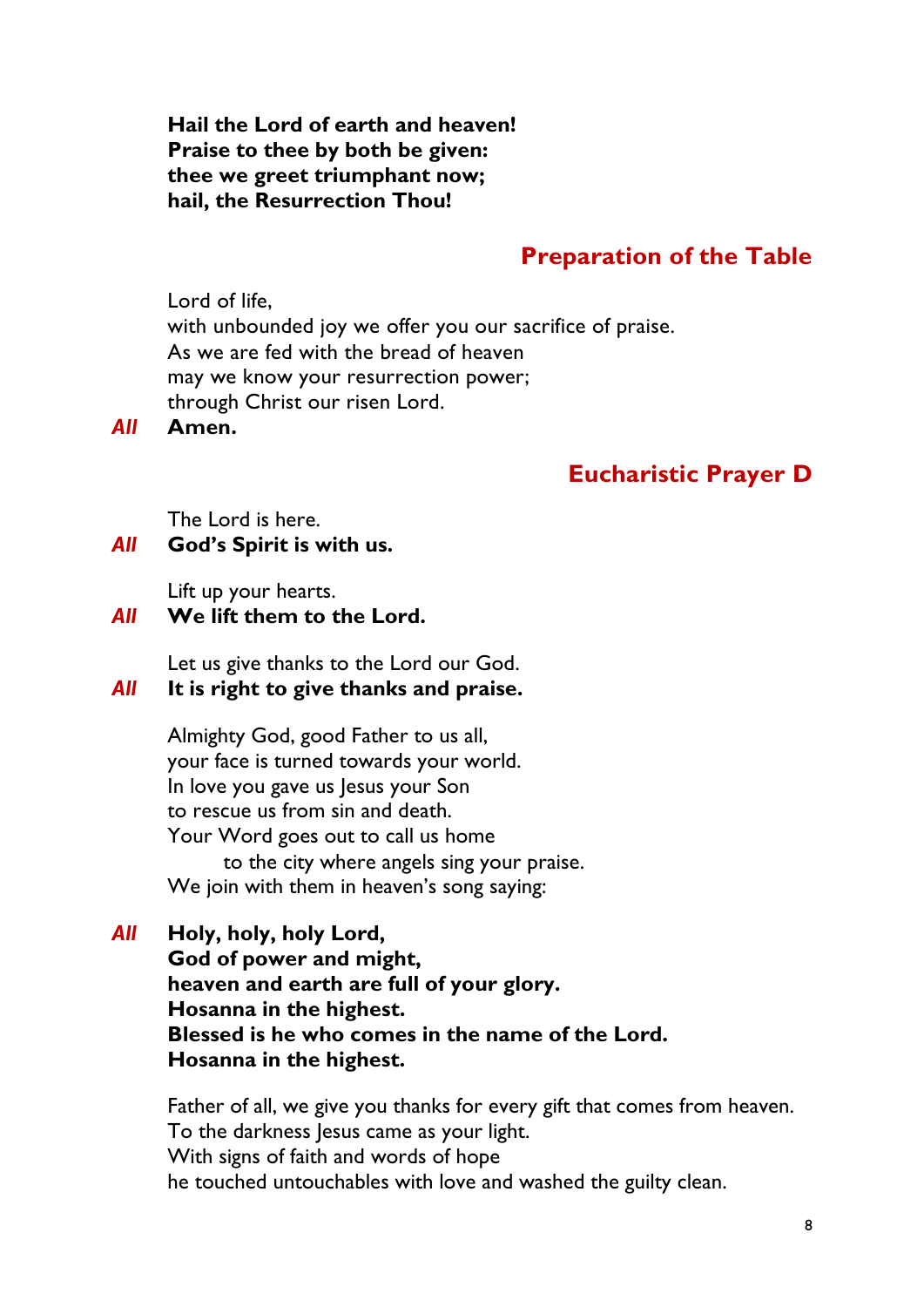**Hail the Lord of earth and heaven!**
**Praise to thee by both be given:**
**thee we greet triumphant now;**
**hail, the Resurrection Thou!**

## Preparation of the Table

Lord of life,
with unbounded joy we offer you our sacrifice of praise.
As we are fed with the bread of heaven
may we know your resurrection power;
through Christ our risen Lord.

*All* **Amen.**

## Eucharistic Prayer D

The Lord is here.

*All* **God's Spirit is with us.**

Lift up your hearts.

*All* **We lift them to the Lord.**

Let us give thanks to the Lord our God.

*All* **It is right to give thanks and praise.**

Almighty God, good Father to us all,
your face is turned towards your world.
In love you gave us Jesus your Son
to rescue us from sin and death.
Your Word goes out to call us home
    to the city where angels sing your praise.
We join with them in heaven's song saying:

*All* **Holy, holy, holy Lord,**
**God of power and might,**
**heaven and earth are full of your glory.**
**Hosanna in the highest.**
**Blessed is he who comes in the name of the Lord.**
**Hosanna in the highest.**

Father of all, we give you thanks for every gift that comes from heaven.
To the darkness Jesus came as your light.
With signs of faith and words of hope
he touched untouchables with love and washed the guilty clean.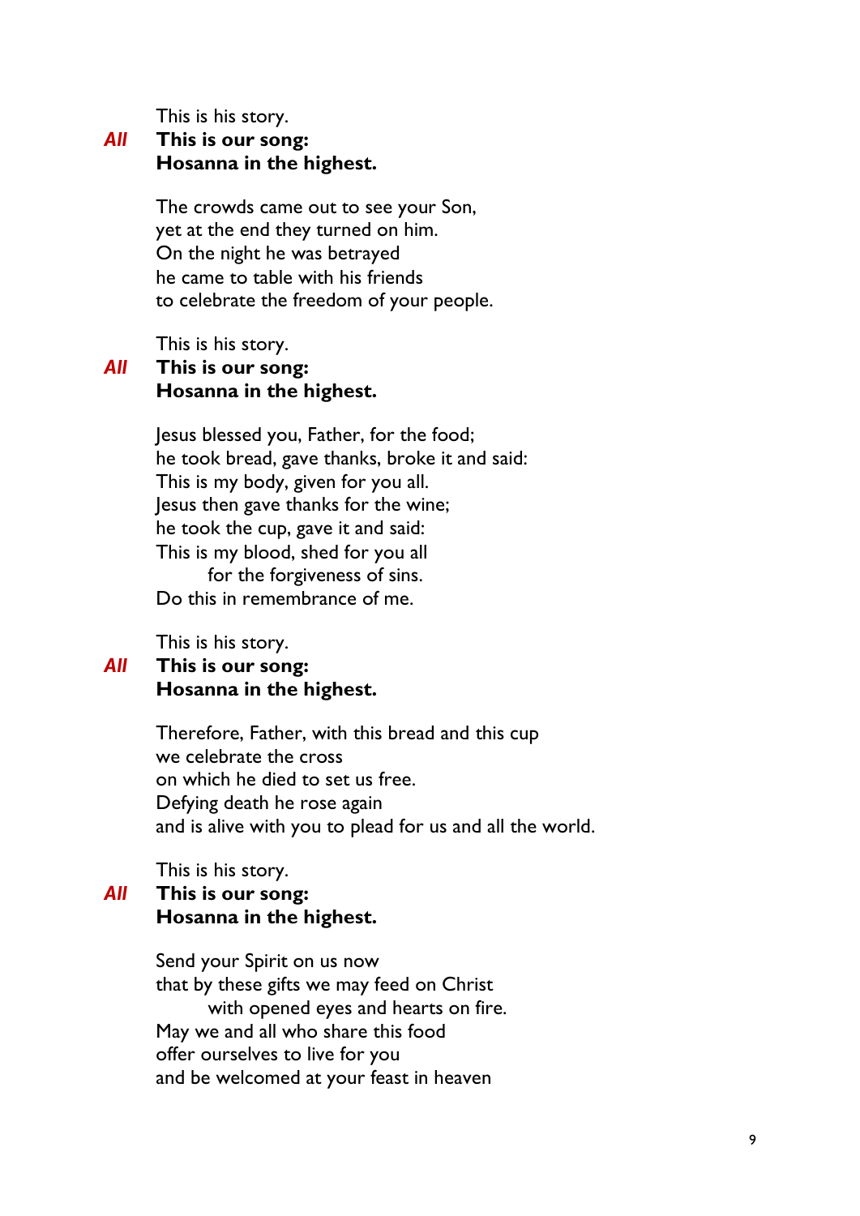This is his story.

*All* **This is our song:**
**Hosanna in the highest.**

The crowds came out to see your Son,
yet at the end they turned on him.
On the night he was betrayed
he came to table with his friends
to celebrate the freedom of your people.

This is his story.

*All* **This is our song:**
**Hosanna in the highest.**

Jesus blessed you, Father, for the food;
he took bread, gave thanks, broke it and said:
This is my body, given for you all.
Jesus then gave thanks for the wine;
he took the cup, gave it and said:
This is my blood, shed for you all
    for the forgiveness of sins.
Do this in remembrance of me.

This is his story.

*All* **This is our song:**
**Hosanna in the highest.**

Therefore, Father, with this bread and this cup
we celebrate the cross
on which he died to set us free.
Defying death he rose again
and is alive with you to plead for us and all the world.

This is his story.

*All* **This is our song:**
**Hosanna in the highest.**

Send your Spirit on us now
that by these gifts we may feed on Christ
    with opened eyes and hearts on fire.
May we and all who share this food
offer ourselves to live for you
and be welcomed at your feast in heaven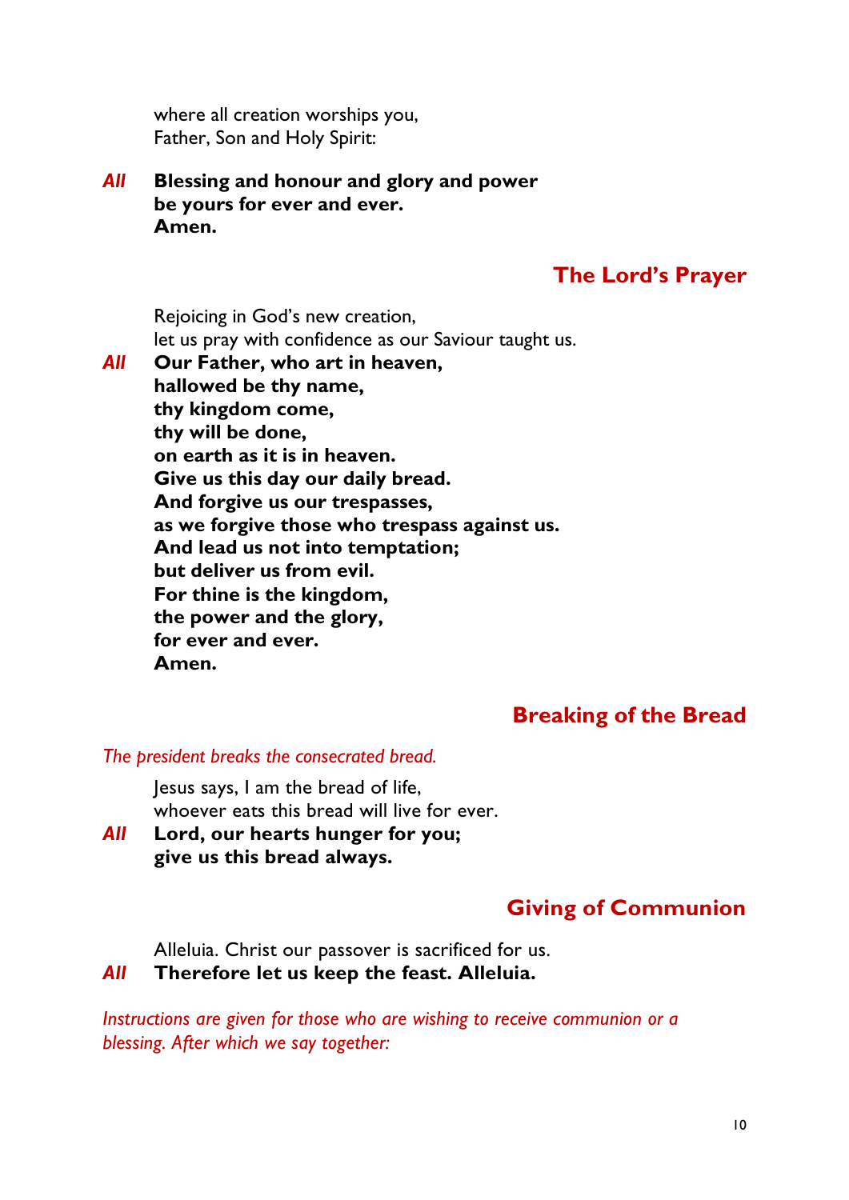where all creation worships you,
Father, Son and Holy Spirit:

***All*** **Blessing and honour and glory and power**
**be yours for ever and ever.**
**Amen.**

## The Lord's Prayer

Rejoicing in God's new creation,
let us pray with confidence as our Saviour taught us.

***All*** **Our Father, who art in heaven,**
**hallowed be thy name,**
**thy kingdom come,**
**thy will be done,**
**on earth as it is in heaven.**
**Give us this day our daily bread.**
**And forgive us our trespasses,**
**as we forgive those who trespass against us.**
**And lead us not into temptation;**
**but deliver us from evil.**
**For thine is the kingdom,**
**the power and the glory,**
**for ever and ever.**
**Amen.**

## Breaking of the Bread

*The president breaks the consecrated bread.*

Jesus says, I am the bread of life,
whoever eats this bread will live for ever.

***All*** **Lord, our hearts hunger for you;**
**give us this bread always.**

## Giving of Communion

Alleluia. Christ our passover is sacrificed for us.

***All*** **Therefore let us keep the feast. Alleluia.**

*Instructions are given for those who are wishing to receive communion or a blessing. After which we say together:*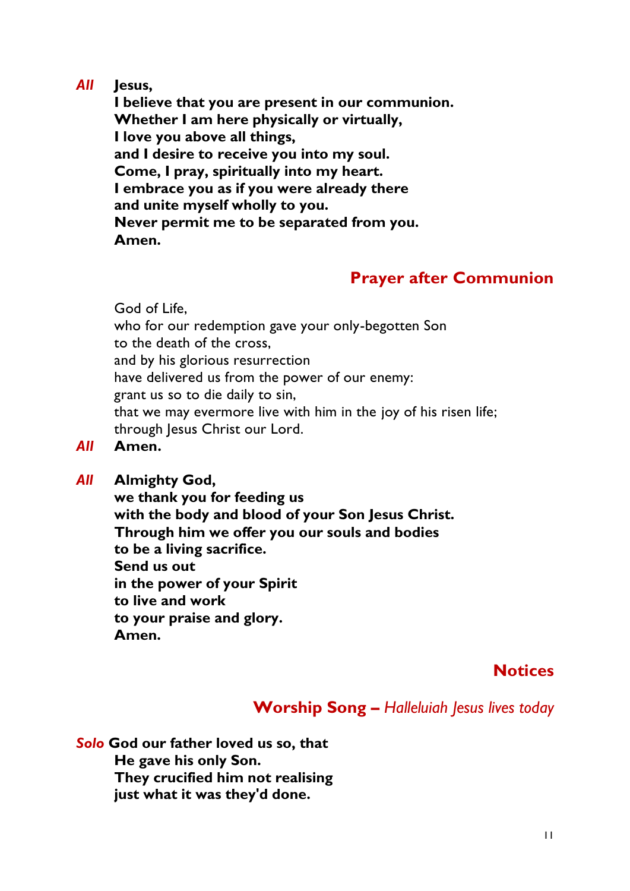*All* **Jesus,**
**I believe that you are present in our communion.**
**Whether I am here physically or virtually,**
**I love you above all things,**
**and I desire to receive you into my soul.**
**Come, I pray, spiritually into my heart.**
**I embrace you as if you were already there**
**and unite myself wholly to you.**
**Never permit me to be separated from you.**
**Amen.**

## Prayer after Communion

God of Life,
who for our redemption gave your only-begotten Son
to the death of the cross,
and by his glorious resurrection
have delivered us from the power of our enemy:
grant us so to die daily to sin,
that we may evermore live with him in the joy of his risen life;
through Jesus Christ our Lord.

*All* **Amen.**

*All* **Almighty God,**
**we thank you for feeding us**
**with the body and blood of your Son Jesus Christ.**
**Through him we offer you our souls and bodies**
**to be a living sacrifice.**
**Send us out**
**in the power of your Spirit**
**to live and work**
**to your praise and glory.**
**Amen.**

## Notices

## Worship Song – *Halleluiah Jesus lives today*

*Solo* **God our father loved us so, that**
**He gave his only Son.**
**They crucified him not realising**
**just what it was they'd done.**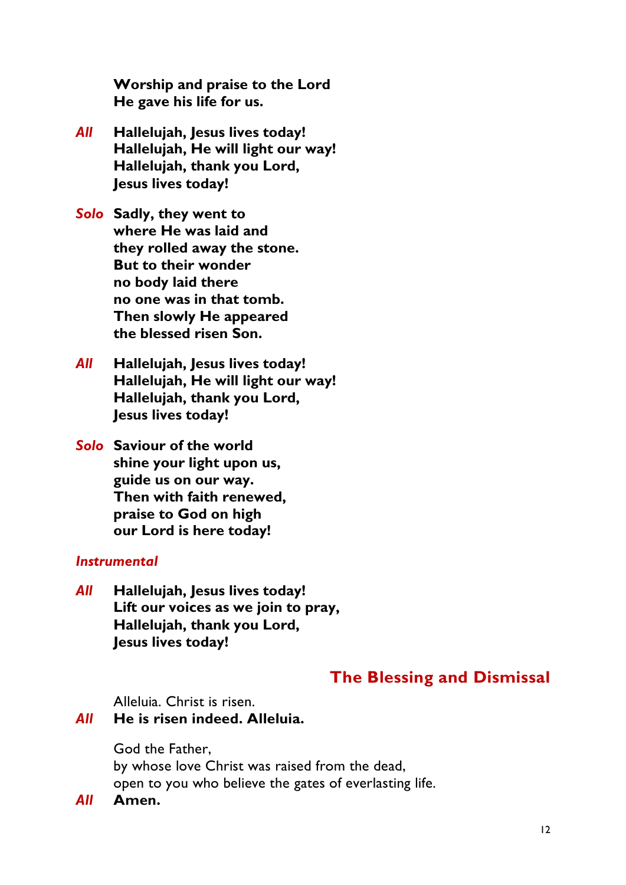**Worship and praise to the Lord**
**He gave his life for us.**

*All* **Hallelujah, Jesus lives today!**
**Hallelujah, He will light our way!**
**Hallelujah, thank you Lord,**
**Jesus lives today!**

*Solo* **Sadly, they went to**
**where He was laid and**
**they rolled away the stone.**
**But to their wonder**
**no body laid there**
**no one was in that tomb.**
**Then slowly He appeared**
**the blessed risen Son.**

*All* **Hallelujah, Jesus lives today!**
**Hallelujah, He will light our way!**
**Hallelujah, thank you Lord,**
**Jesus lives today!**

*Solo* **Saviour of the world**
**shine your light upon us,**
**guide us on our way.**
**Then with faith renewed,**
**praise to God on high**
**our Lord is here today!**

*Instrumental*

*All* **Hallelujah, Jesus lives today!**
**Lift our voices as we join to pray,**
**Hallelujah, thank you Lord,**
**Jesus lives today!**

## The Blessing and Dismissal

Alleluia. Christ is risen.
*All* **He is risen indeed. Alleluia.**

God the Father,
by whose love Christ was raised from the dead,
open to you who believe the gates of everlasting life.
*All* **Amen.**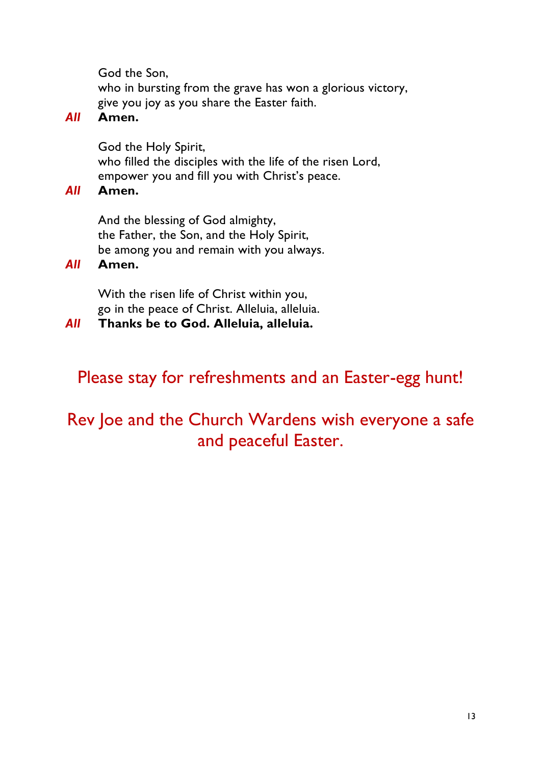God the Son,
who in bursting from the grave has won a glorious victory,
give you joy as you share the Easter faith.

*All* **Amen.**

God the Holy Spirit,
who filled the disciples with the life of the risen Lord,
empower you and fill you with Christ's peace.

*All* **Amen.**

And the blessing of God almighty,
the Father, the Son, and the Holy Spirit,
be among you and remain with you always.

*All* **Amen.**

With the risen life of Christ within you,
go in the peace of Christ. Alleluia, alleluia.

*All* **Thanks be to God. Alleluia, alleluia.**

Please stay for refreshments and an Easter-egg hunt!

Rev Joe and the Church Wardens wish everyone a safe and peaceful Easter.